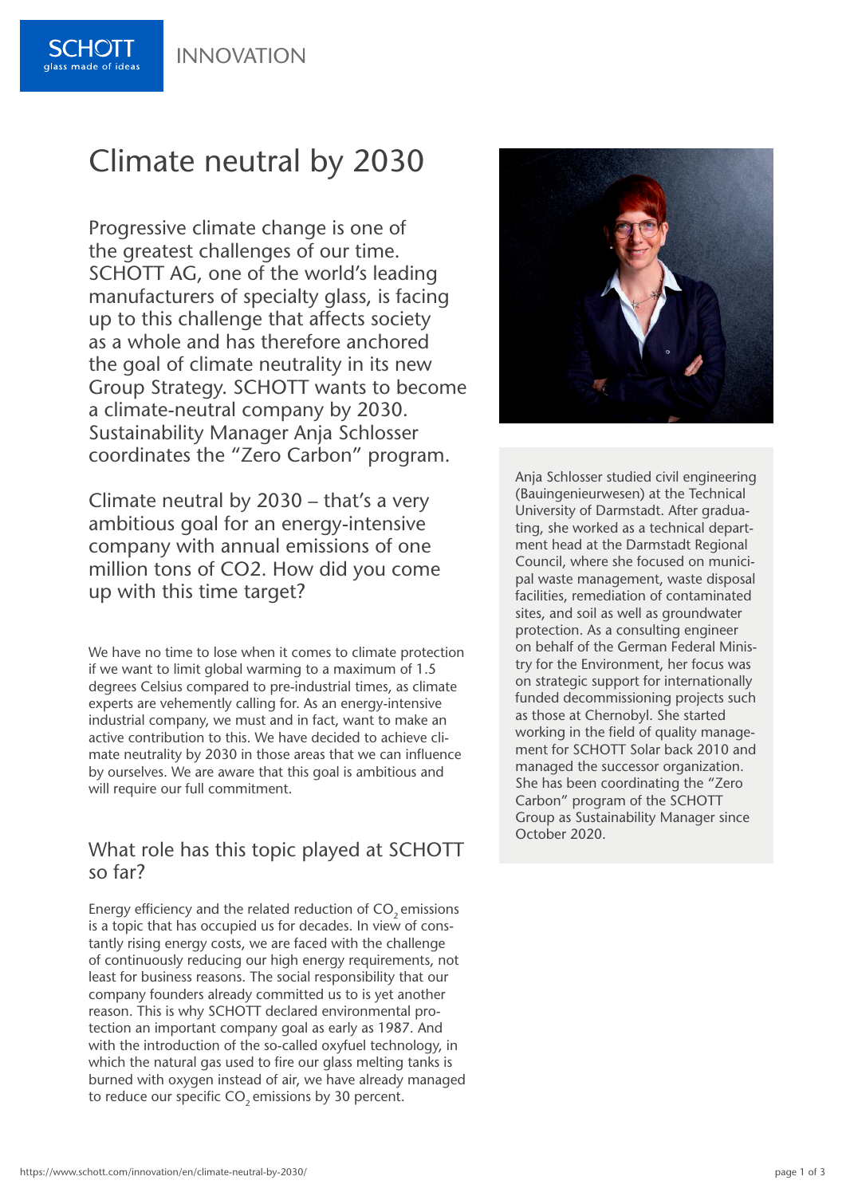# Climate neutral by 2030

Progressive climate change is one of the greatest challenges of our time. SCHOTT AG, one of the world's leading manufacturers of specialty glass, is facing up to this challenge that affects society as a whole and has therefore anchored the goal of climate neutrality in its new Group Strategy. SCHOTT wants to become a climate-neutral company by 2030. Sustainability Manager Anja Schlosser coordinates the "Zero Carbon" program.

Anja Schlosser studied civil engineering (Bauingenieurwesen) at the Technical University of Darmstadt. After graduating, she worked as a technical department head at the Darmstadt Regional Council, where she focused on municipal waste management, waste disposal facilities, remediation of contaminated sites, and soil as well as groundwater protection. As a consulting engineer on behalf of the German Federal Ministry for the Environment, her focus was on strategic support for internationally funded decommissioning projects such as those at Chernobyl. She started working in the field of quality management for SCHOTT Solar back 2010 and managed the successor organization. She has been coordinating the "Zero Carbon" program of the SCHOTT Group as Sustainability Manager since October 2020.

## Climate neutral by 2030 – that's a very ambitious goal for an energy-intensive company with annual emissions of one million tons of CO2. How did you come up with this time target?

We have no time to lose when it comes to climate protection if we want to limit global warming to a maximum of 1.5 degrees Celsius compared to pre-industrial times, as climate experts are vehemently calling for. As an energy-intensive industrial company, we must and in fact, want to make an active contribution to this. We have decided to achieve climate neutrality by 2030 in those areas that we can influence by ourselves. We are aware that this goal is ambitious and will require our full commitment.

## What role has this topic played at SCHOTT so far?

Energy efficiency and the related reduction of $CO_2$ emissions is a topic that has occupied us for decades. In view of constantly rising energy costs, we are faced with the challenge of continuously reducing our high energy requirements, not least for business reasons. The social responsibility that our company founders already committed us to is yet another reason. This is why SCHOTT declared environmental protection an important company goal as early as 1987. And with the introduction of the so-called oxyfuel technology, in which the natural gas used to fire our glass melting tanks is burned with oxygen instead of air, we have already managed to reduce our specific $CO_2$ emissions by 30 percent.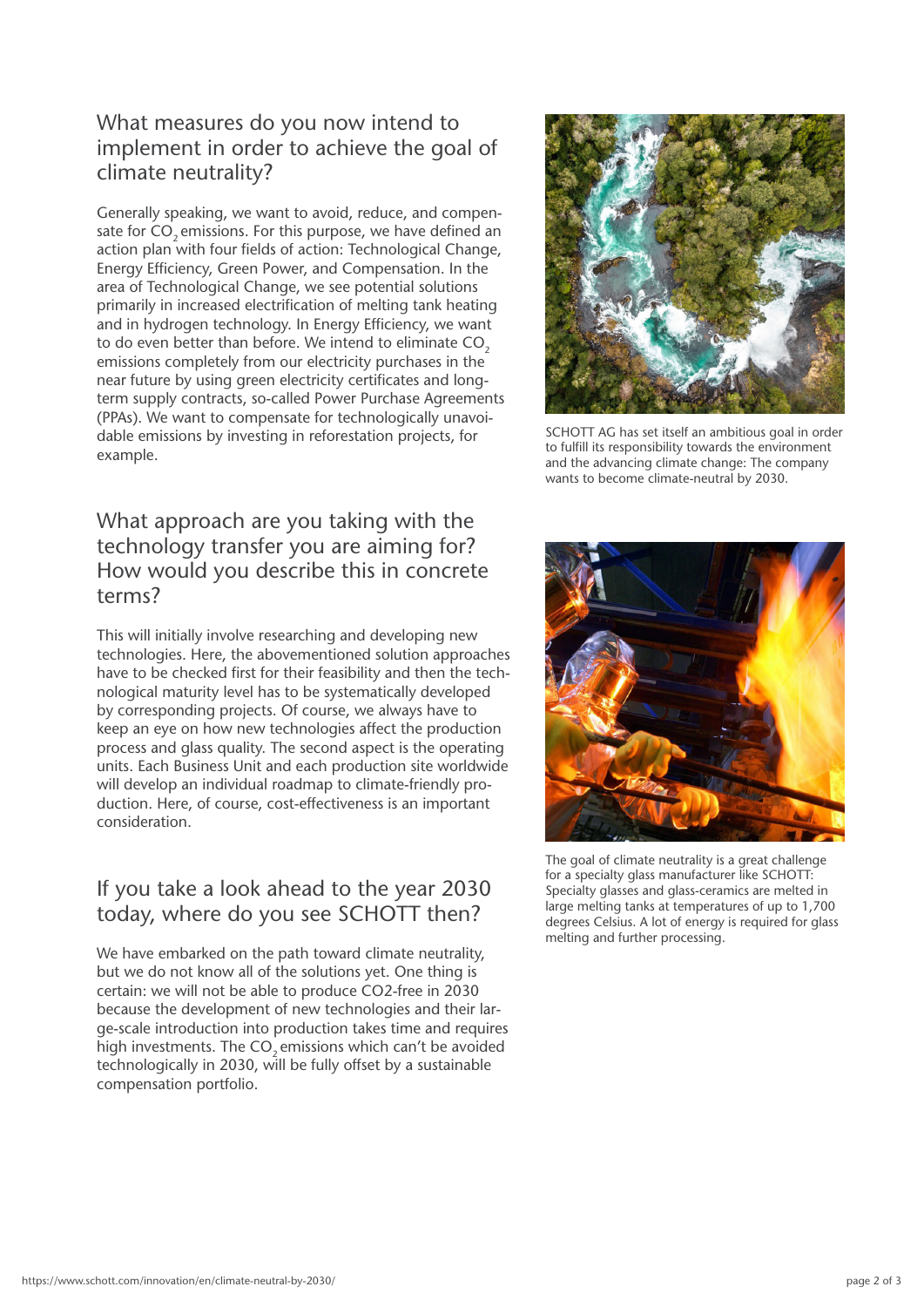## What measures do you now intend to implement in order to achieve the goal of climate neutrality?

Generally speaking, we want to avoid, reduce, and compensate for $CO_2$ emissions. For this purpose, we have defined an action plan with four fields of action: Technological Change, Energy Efficiency, Green Power, and Compensation. In the area of Technological Change, we see potential solutions primarily in increased electrification of melting tank heating and in hydrogen technology. In Energy Efficiency, we want to do even better than before. We intend to eliminate $CO_2$ emissions completely from our electricity purchases in the near future by using green electricity certificates and long-term supply contracts, so-called Power Purchase Agreements (PPAs). We want to compensate for technologically unavoidable emissions by investing in reforestation projects, for example.

SCHOTT AG has set itself an ambitious goal in order to fulfill its responsibility towards the environment and the advancing climate change: The company wants to become climate-neutral by 2030.

## What approach are you taking with the technology transfer you are aiming for? How would you describe this in concrete terms?

This will initially involve researching and developing new technologies. Here, the abovementioned solution approaches have to be checked first for their feasibility and then the technological maturity level has to be systematically developed by corresponding projects. Of course, we always have to keep an eye on how new technologies affect the production process and glass quality. The second aspect is the operating units. Each Business Unit and each production site worldwide will develop an individual roadmap to climate-friendly production. Here, of course, cost-effectiveness is an important consideration.

The goal of climate neutrality is a great challenge for a specialty glass manufacturer like SCHOTT: Specialty glasses and glass-ceramics are melted in large melting tanks at temperatures of up to 1,700 degrees Celsius. A lot of energy is required for glass melting and further processing.

## If you take a look ahead to the year 2030 today, where do you see SCHOTT then?

We have embarked on the path toward climate neutrality, but we do not know all of the solutions yet. One thing is certain: we will not be able to produce CO2-free in 2030 because the development of new technologies and their large-scale introduction into production takes time and requires high investments. The $CO_2$ emissions which can't be avoided technologically in 2030, will be fully offset by a sustainable compensation portfolio.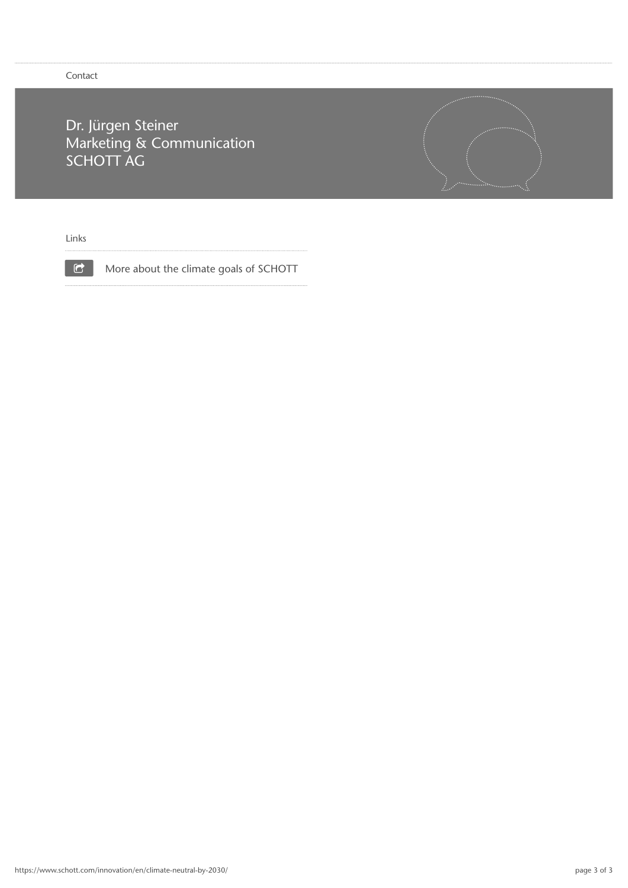Contact

Dr. Jürgen Steiner
Marketing & Communication
SCHOTT AG

Links

More about the climate goals of SCHOTT